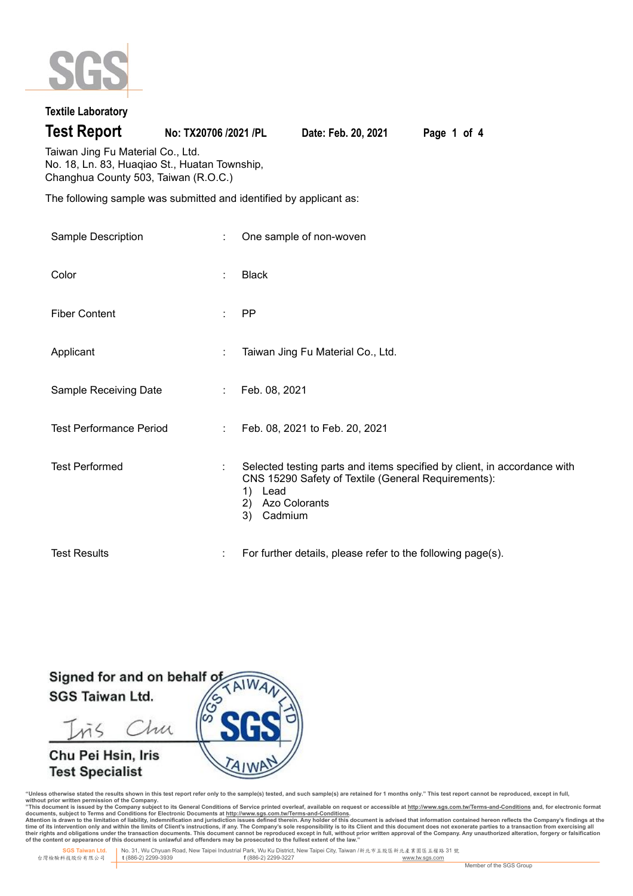**Textile Laboratory**

# Test Report

**No: TX20706 /2021 /PL** **Date: Feb. 20, 2021**

Taiwan Jing Fu Material Co., Ltd.
No. 18, Ln. 83, Huaqiao St., Huatan Township,
Changhua County 503, Taiwan (R.O.C.)

The following sample was submitted and identified by applicant as:

| | | |
|---|---|---|
| Sample Description | : | One sample of non-woven |
| Color | : | Black |
| Fiber Content | : | PP |
| Applicant | : | Taiwan Jing Fu Material Co., Ltd. |
| Sample Receiving Date | : | Feb. 08, 2021 |
| Test Performance Period | : | Feb. 08, 2021 to Feb. 20, 2021 |
| Test Performed | : | Selected testing parts and items specified by client, in accordance with CNS 15290 Safety of Textile (General Requirements): 1) Lead 2) Azo Colorants 3) Cadmium |
| Test Results | : | For further details, please refer to the following page(s). |

Signed for and on behalf of
SGS Taiwan Ltd.

Iris Chu

Chu Pei Hsin, Iris
Test Specialist

"Unless otherwise stated the results shown in this test report refer only to the sample(s) tested, and such sample(s) are retained for 1 months only." This test report cannot be reproduced, except in full, without prior written permission of the Company.
"This document is issued by the Company subject to its General Conditions of Service printed overleaf, available on request or accessible at http://www.sgs.com.tw/Terms-and-Conditions and, for electronic format documents, subject to Terms and Conditions for Electronic Documents at http://www.sgs.com.tw/Terms-and-Conditions.
Attention is drawn to the limitation of liability, indemnification and jurisdiction issues defined therein. Any holder of this document is advised that information contained hereon reflects the Company's findings at the time of its intervention only and within the limits of Client's instructions, if any. The Company's sole responsibility is to its Client and this document does not exonerate parties to a transaction from exercising all their rights and obligations under the transaction documents. This document cannot be reproduced except in full, without prior written approval of the Company. Any unauthorized alteration, forgery or falsification of the content or appearance of this document is unlawful and offenders may be prosecuted to the fullest extent of the law."

SGS Taiwan Ltd. 台灣檢驗科技股份有限公司 | No. 31, Wu Chyuan Road, New Taipei Industrial Park, Wu Ku District, New Taipei City, Taiwan /新北市五股區新北產業園區五權路 31 號 t (886-2) 2299-3939 f (886-2) 2299-3227 www.tw.sgs.com

Member of the SGS Group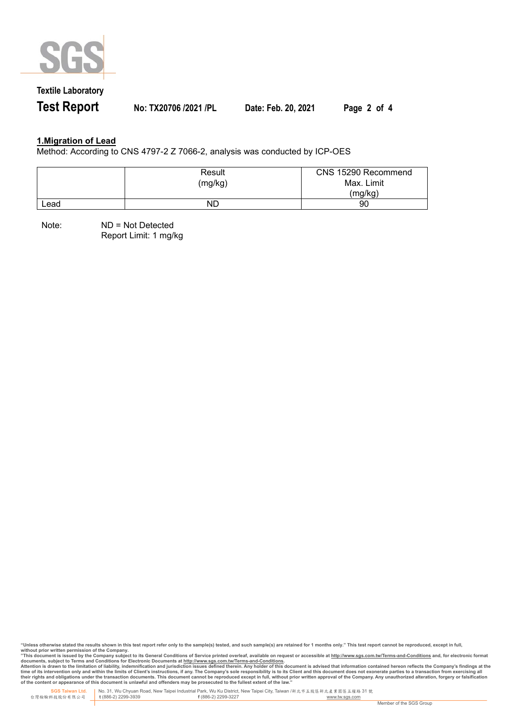## 1.Migration of Lead

Method: According to CNS 4797-2 Z 7066-2, analysis was conducted by ICP-OES

| | Result (mg/kg) | CNS 15290 Recommend Max. Limit (mg/kg) |
|---|---|---|
| Lead | ND | 90 |

Note: ND = Not Detected
Report Limit: 1 mg/kg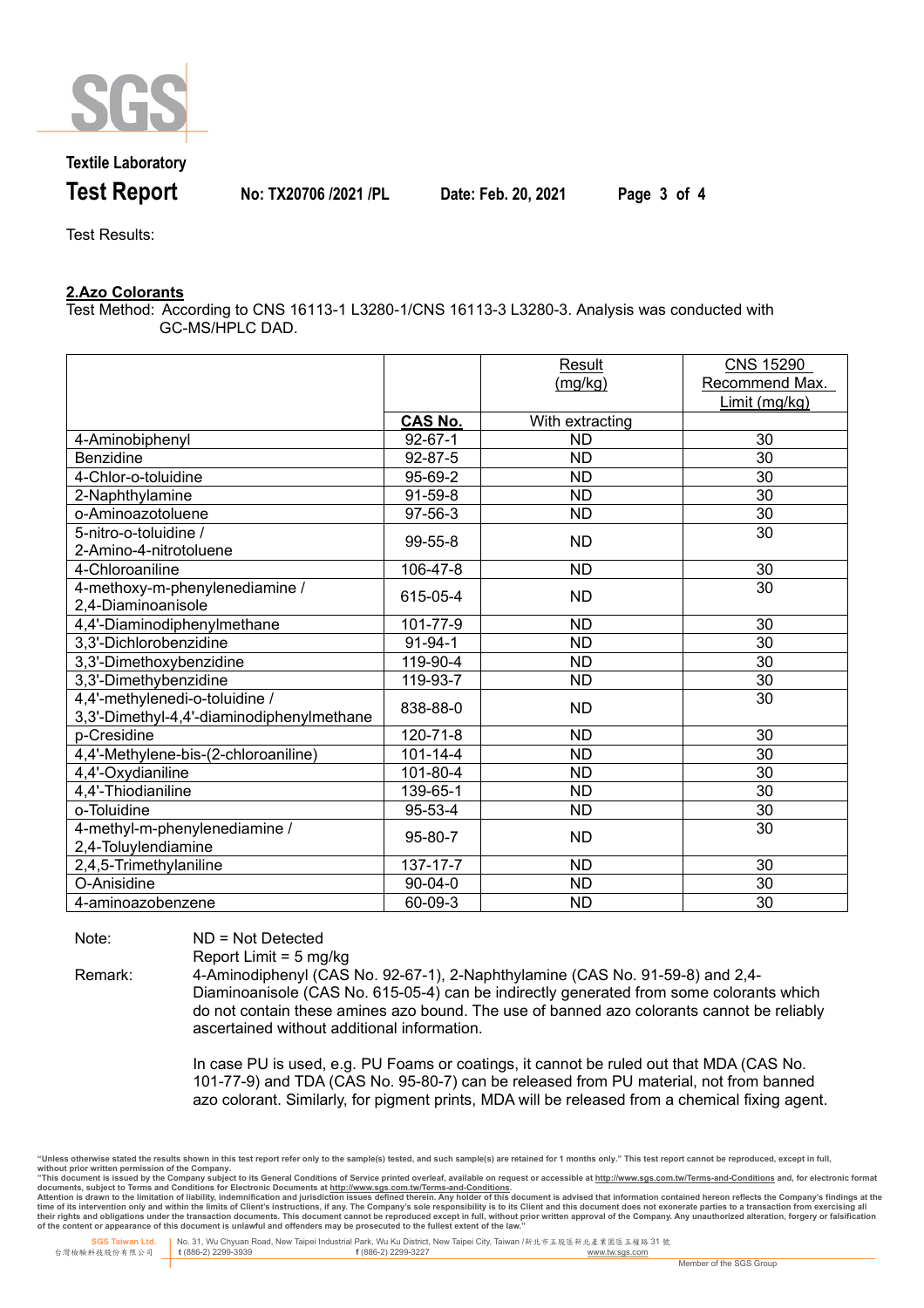Test Results:

## 2.Azo Colorants

Test Method: According to CNS 16113-1 L3280-1/CNS 16113-3 L3280-3. Analysis was conducted with GC-MS/HPLC DAD.

| | | Result (mg/kg) | CNS 15290 Recommend Max. Limit (mg/kg) |
|---|---|---|---|
| | **CAS No.** | With extracting | |
| 4-Aminobiphenyl | 92-67-1 | ND | 30 |
| Benzidine | 92-87-5 | ND | 30 |
| 4-Chlor-o-toluidine | 95-69-2 | ND | 30 |
| 2-Naphthylamine | 91-59-8 | ND | 30 |
| o-Aminoazotoluene | 97-56-3 | ND | 30 |
| 5-nitro-o-toluidine / 2-Amino-4-nitrotoluene | 99-55-8 | ND | 30 |
| 4-Chloroaniline | 106-47-8 | ND | 30 |
| 4-methoxy-m-phenylenediamine / 2,4-Diaminoanisole | 615-05-4 | ND | 30 |
| 4,4'-Diaminodiphenylmethane | 101-77-9 | ND | 30 |
| 3,3'-Dichlorobenzidine | 91-94-1 | ND | 30 |
| 3,3'-Dimethoxybenzidine | 119-90-4 | ND | 30 |
| 3,3'-Dimethybenzidine | 119-93-7 | ND | 30 |
| 4,4'-methylenedi-o-toluidine / 3,3'-Dimethyl-4,4'-diaminodiphenylmethane | 838-88-0 | ND | 30 |
| p-Cresidine | 120-71-8 | ND | 30 |
| 4,4'-Methylene-bis-(2-chloroaniline) | 101-14-4 | ND | 30 |
| 4,4'-Oxydianiline | 101-80-4 | ND | 30 |
| 4,4'-Thiodianiline | 139-65-1 | ND | 30 |
| o-Toluidine | 95-53-4 | ND | 30 |
| 4-methyl-m-phenylenediamine / 2,4-Toluylendiamine | 95-80-7 | ND | 30 |
| 2,4,5-Trimethylaniline | 137-17-7 | ND | 30 |
| O-Anisidine | 90-04-0 | ND | 30 |
| 4-aminoazobenzene | 60-09-3 | ND | 30 |

Note: ND = Not Detected
Report Limit = 5 mg/kg

Remark: 4-Aminodiphenyl (CAS No. 92-67-1), 2-Naphthylamine (CAS No. 91-59-8) and 2,4-Diaminoanisole (CAS No. 615-05-4) can be indirectly generated from some colorants which do not contain these amines azo bound. The use of banned azo colorants cannot be reliably ascertained without additional information.

In case PU is used, e.g. PU Foams or coatings, it cannot be ruled out that MDA (CAS No. 101-77-9) and TDA (CAS No. 95-80-7) can be released from PU material, not from banned azo colorant. Similarly, for pigment prints, MDA will be released from a chemical fixing agent.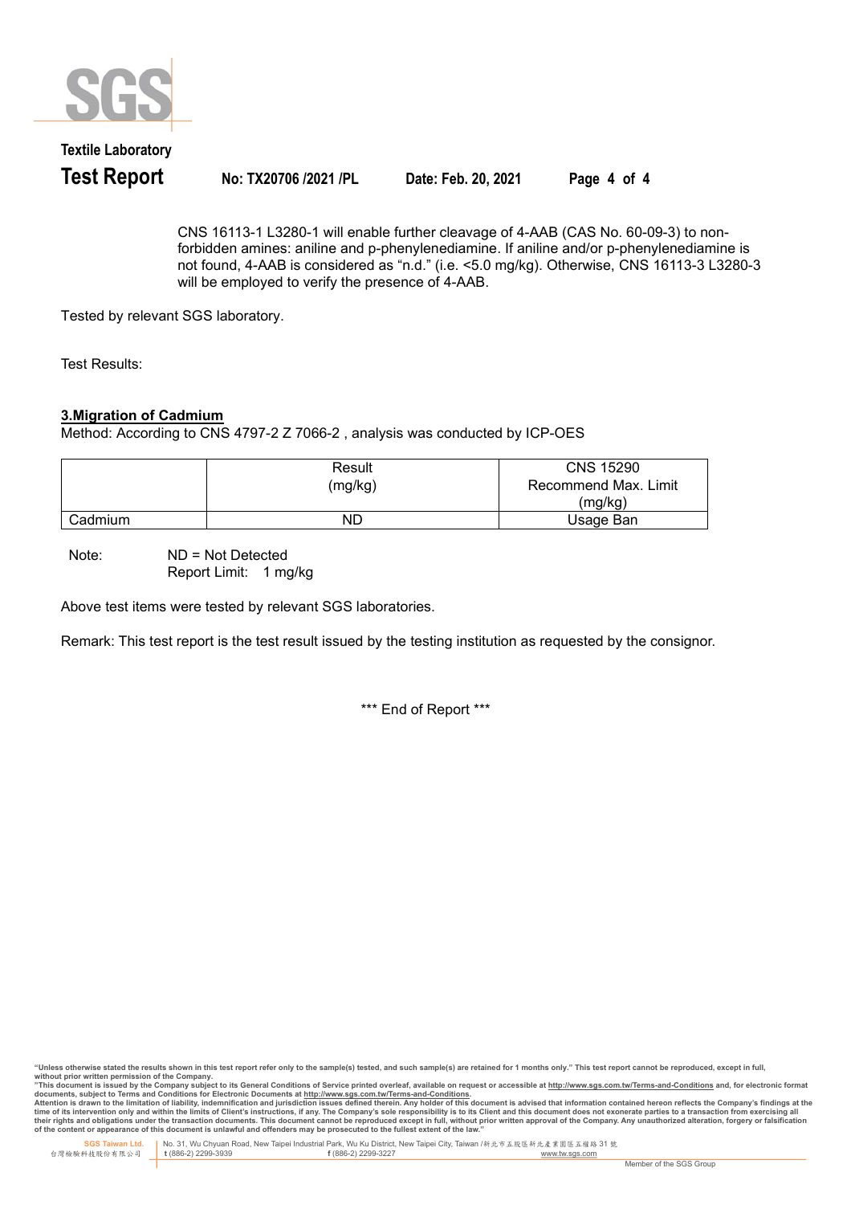CNS 16113-1 L3280-1 will enable further cleavage of 4-AAB (CAS No. 60-09-3) to non-forbidden amines: aniline and p-phenylenediamine. If aniline and/or p-phenylenediamine is not found, 4-AAB is considered as "n.d." (i.e. <5.0 mg/kg). Otherwise, CNS 16113-3 L3280-3 will be employed to verify the presence of 4-AAB.

Tested by relevant SGS laboratory.

Test Results:

**3.Migration of Cadmium**

Method: According to CNS 4797-2 Z 7066-2 , analysis was conducted by ICP-OES

| | Result (mg/kg) | CNS 15290 Recommend Max. Limit (mg/kg) |
|---|---|---|
| Cadmium | ND | Usage Ban |

Note: ND = Not Detected
Report Limit: 1 mg/kg

Above test items were tested by relevant SGS laboratories.

Remark: This test report is the test result issued by the testing institution as requested by the consignor.

*** End of Report ***